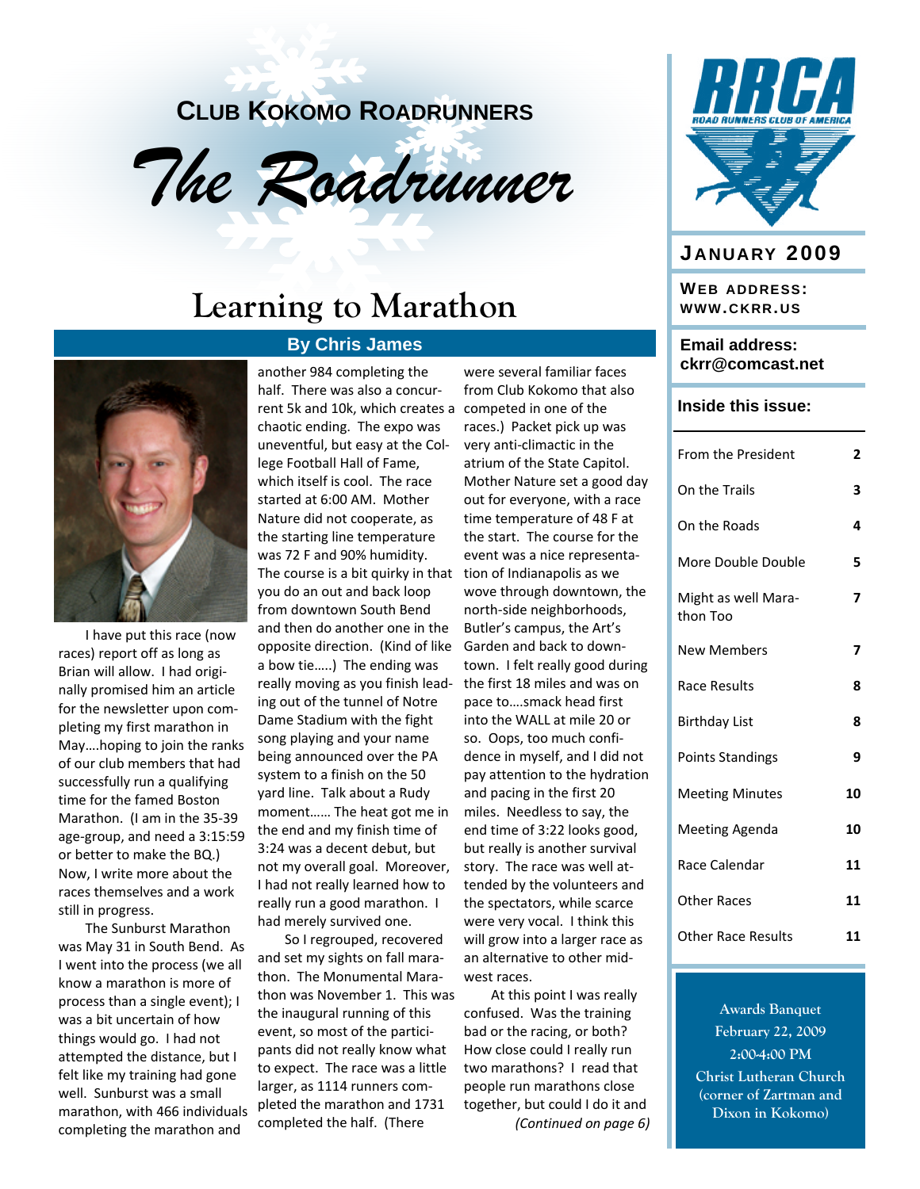# Club Kokomo Roadrunners

# *The Roadrunner*

**January 2009**

**Web address: www.ckrr.us**

**Email address: ckrr@comcast.net**

**Inside this issue:**

| | |
|---|---|
| From the President | 2 |
| On the Trails | 3 |
| On the Roads | 4 |
| More Double Double | 5 |
| Might as well Marathon Too | 7 |
| New Members | 7 |
| Race Results | 8 |
| Birthday List | 8 |
| Points Standings | 9 |
| Meeting Minutes | 10 |
| Meeting Agenda | 10 |
| Race Calendar | 11 |
| Other Races | 11 |
| Other Race Results | 11 |

**Awards Banquet**
**February 22, 2009**
**2:00-4:00 PM**
**Christ Lutheran Church**
**(corner of Zartman and Dixon in Kokomo)**

## Learning to Marathon

**By Chris James**

I have put this race (now races) report off as long as Brian will allow. I had originally promised him an article for the newsletter upon completing my first marathon in May….hoping to join the ranks of our club members that had successfully run a qualifying time for the famed Boston Marathon. (I am in the 35-39 age-group, and need a 3:15:59 or better to make the BQ.) Now, I write more about the races themselves and a work still in progress.

The Sunburst Marathon was May 31 in South Bend. As I went into the process (we all know a marathon is more of process than a single event); I was a bit uncertain of how things would go. I had not attempted the distance, but I felt like my training had gone well. Sunburst was a small marathon, with 466 individuals completing the marathon and another 984 completing the half. There was also a concurrent 5k and 10k, which creates a chaotic ending. The expo was uneventful, but easy at the College Football Hall of Fame, which itself is cool. The race started at 6:00 AM. Mother Nature did not cooperate, as the starting line temperature was 72 F and 90% humidity. The course is a bit quirky in that you do an out and back loop from downtown South Bend and then do another one in the opposite direction. (Kind of like a bow tie…..) The ending was really moving as you finish leading out of the tunnel of Notre Dame Stadium with the fight song playing and your name being announced over the PA system to a finish on the 50 yard line. Talk about a Rudy moment…… The heat got me in the end and my finish time of 3:24 was a decent debut, but not my overall goal. Moreover, I had not really learned how to really run a good marathon. I had merely survived one.

So I regrouped, recovered and set my sights on fall marathon. The Monumental Marathon was November 1. This was the inaugural running of this event, so most of the participants did not really know what to expect. The race was a little larger, as 1114 runners completed the marathon and 1731 completed the half. (There were several familiar faces from Club Kokomo that also competed in one of the races.) Packet pick up was very anti-climactic in the atrium of the State Capitol. Mother Nature set a good day out for everyone, with a race time temperature of 48 F at the start. The course for the event was a nice representation of Indianapolis as we wove through downtown, the north-side neighborhoods, Butler's campus, the Art's Garden and back to downtown. I felt really good during the first 18 miles and was on pace to….smack head first into the WALL at mile 20 or so. Oops, too much confidence in myself, and I did not pay attention to the hydration and pacing in the first 20 miles. Needless to say, the end time of 3:22 looks good, but really is another survival story. The race was well attended by the volunteers and the spectators, while scarce were very vocal. I think this will grow into a larger race as an alternative to other midwest races.

At this point I was really confused. Was the training bad or the racing, or both? How close could I really run two marathons? I read that people run marathons close together, but could I do it and

*(Continued on page 6)*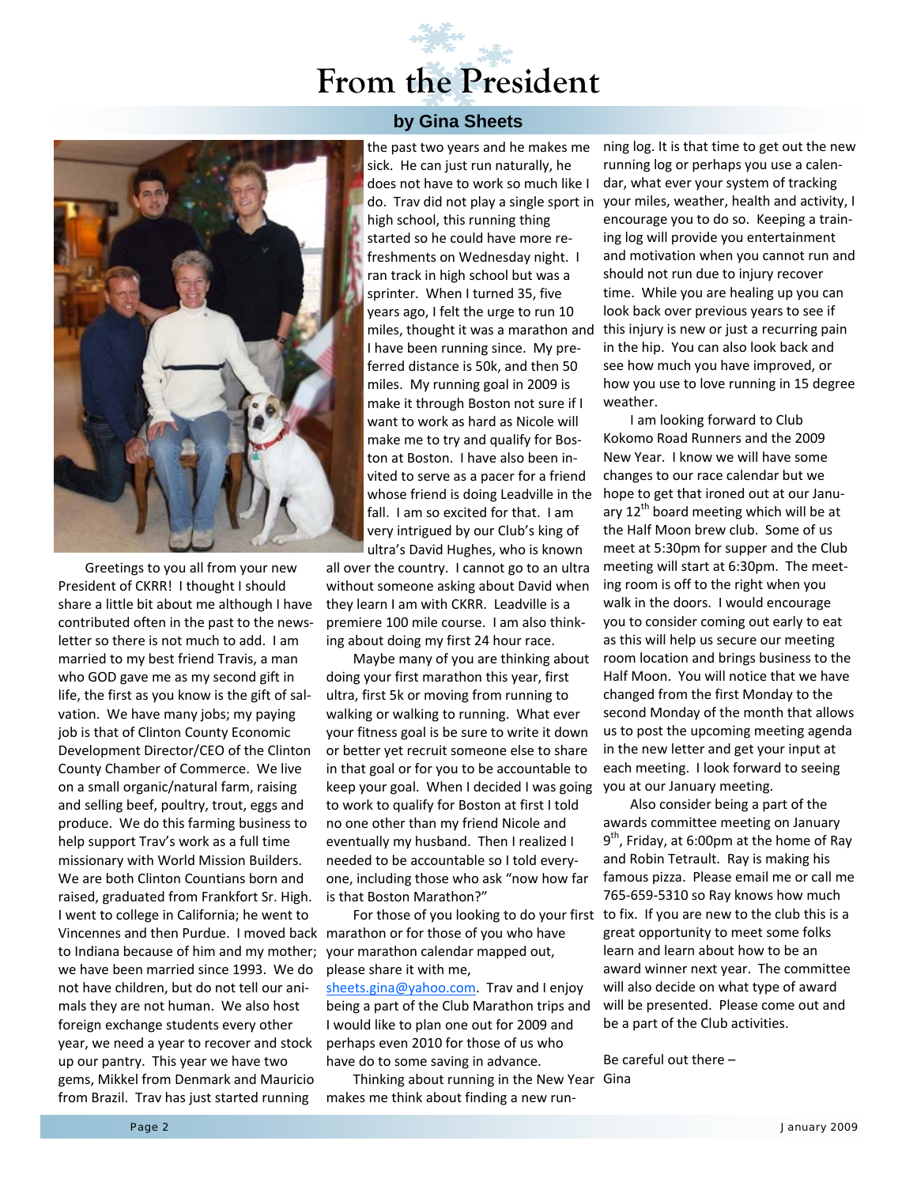# From the President

### by Gina Sheets

Greetings to you all from your new President of CKRR! I thought I should share a little bit about me although I have contributed often in the past to the newsletter so there is not much to add. I am married to my best friend Travis, a man who GOD gave me as my second gift in life, the first as you know is the gift of salvation. We have many jobs; my paying job is that of Clinton County Economic Development Director/CEO of the Clinton County Chamber of Commerce. We live on a small organic/natural farm, raising and selling beef, poultry, trout, eggs and produce. We do this farming business to help support Trav's work as a full time missionary with World Mission Builders. We are both Clinton Countians born and raised, graduated from Frankfort Sr. High. I went to college in California; he went to Vincennes and then Purdue. I moved back to Indiana because of him and my mother; we have been married since 1993. We do not have children, but do not tell our animals they are not human. We also host foreign exchange students every other year, we need a year to recover and stock up our pantry. This year we have two gems, Mikkel from Denmark and Mauricio from Brazil. Trav has just started running the past two years and he makes me sick. He can just run naturally, he does not have to work so much like I do. Trav did not play a single sport in high school, this running thing started so he could have more refreshments on Wednesday night. I ran track in high school but was a sprinter. When I turned 35, five years ago, I felt the urge to run 10 miles, thought it was a marathon and I have been running since. My preferred distance is 50k, and then 50 miles. My running goal in 2009 is make it through Boston not sure if I want to work as hard as Nicole will make me to try and qualify for Boston at Boston. I have also been invited to serve as a pacer for a friend whose friend is doing Leadville in the fall. I am so excited for that. I am very intrigued by our Club's king of ultra's David Hughes, who is known all over the country. I cannot go to an ultra without someone asking about David when they learn I am with CKRR. Leadville is a premiere 100 mile course. I am also thinking about doing my first 24 hour race.

Maybe many of you are thinking about doing your first marathon this year, first ultra, first 5k or moving from running to walking or walking to running. What ever your fitness goal is be sure to write it down or better yet recruit someone else to share in that goal or for you to be accountable to keep your goal. When I decided I was going to work to qualify for Boston at first I told no one other than my friend Nicole and eventually my husband. Then I realized I needed to be accountable so I told everyone, including those who ask "now how far is that Boston Marathon?"

For those of you looking to do your first marathon or for those of you who have your marathon calendar mapped out, please share it with me, sheets.gina@yahoo.com. Trav and I enjoy being a part of the Club Marathon trips and I would like to plan one out for 2009 and perhaps even 2010 for those of us who have do to some saving in advance.

Thinking about running in the New Year makes me think about finding a new running log. It is that time to get out the new running log or perhaps you use a calendar, what ever your system of tracking your miles, weather, health and activity, I encourage you to do so. Keeping a training log will provide you entertainment and motivation when you cannot run and should not run due to injury recover time. While you are healing up you can look back over previous years to see if this injury is new or just a recurring pain in the hip. You can also look back and see how much you have improved, or how you use to love running in 15 degree weather.

I am looking forward to Club Kokomo Road Runners and the 2009 New Year. I know we will have some changes to our race calendar but we hope to get that ironed out at our January 12th board meeting which will be at the Half Moon brew club. Some of us meet at 5:30pm for supper and the Club meeting will start at 6:30pm. The meeting room is off to the right when you walk in the doors. I would encourage you to consider coming out early to eat as this will help us secure our meeting room location and brings business to the Half Moon. You will notice that we have changed from the first Monday to the second Monday of the month that allows us to post the upcoming meeting agenda in the new letter and get your input at each meeting. I look forward to seeing you at our January meeting.

Also consider being a part of the awards committee meeting on January 9th, Friday, at 6:00pm at the home of Ray and Robin Tetrault. Ray is making his famous pizza. Please email me or call me 765-659-5310 so Ray knows how much to fix. If you are new to the club this is a great opportunity to meet some folks learn and learn about how to be an award winner next year. The committee will also decide on what type of award will be presented. Please come out and be a part of the Club activities.

Be careful out there –
Gina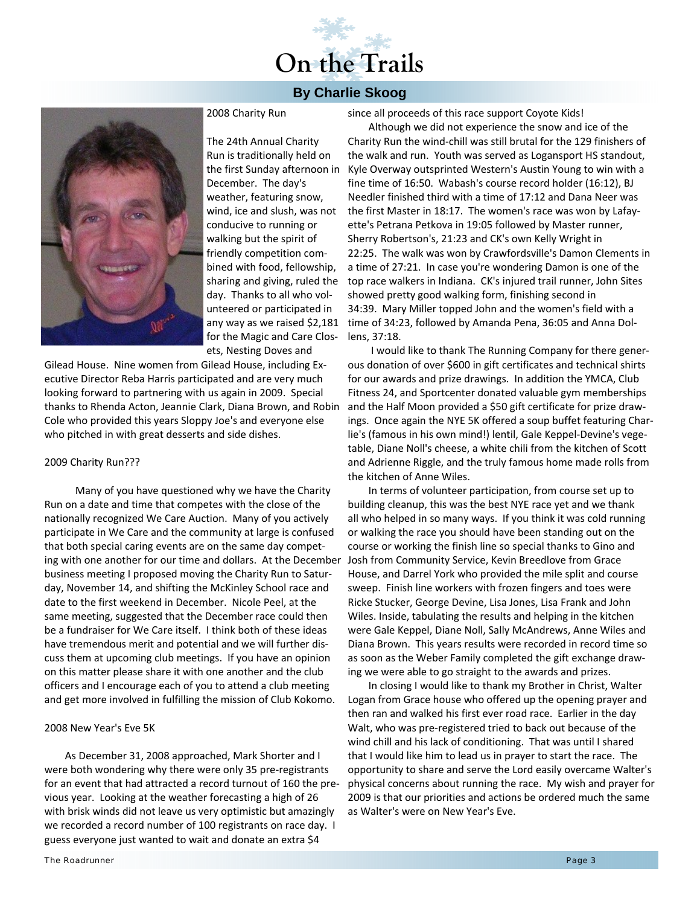# On the Trails

**By Charlie Skoog**

2008 Charity Run

The 24th Annual Charity Run is traditionally held on the first Sunday afternoon in December. The day's weather, featuring snow, wind, ice and slush, was not conducive to running or walking but the spirit of friendly competition combined with food, fellowship, sharing and giving, ruled the day. Thanks to all who volunteered or participated in any way as we raised $2,181 for the Magic and Care Closets, Nesting Doves and Gilead House. Nine women from Gilead House, including Executive Director Reba Harris participated and are very much looking forward to partnering with us again in 2009. Special thanks to Rhenda Acton, Jeannie Clark, Diana Brown, and Robin Cole who provided this years Sloppy Joe's and everyone else who pitched in with great desserts and side dishes.

2009 Charity Run???

Many of you have questioned why we have the Charity Run on a date and time that competes with the close of the nationally recognized We Care Auction. Many of you actively participate in We Care and the community at large is confused that both special caring events are on the same day competing with one another for our time and dollars. At the December business meeting I proposed moving the Charity Run to Saturday, November 14, and shifting the McKinley School race and date to the first weekend in December. Nicole Peel, at the same meeting, suggested that the December race could then be a fundraiser for We Care itself. I think both of these ideas have tremendous merit and potential and we will further discuss them at upcoming club meetings. If you have an opinion on this matter please share it with one another and the club officers and I encourage each of you to attend a club meeting and get more involved in fulfilling the mission of Club Kokomo.

2008 New Year's Eve 5K

As December 31, 2008 approached, Mark Shorter and I were both wondering why there were only 35 pre-registrants for an event that had attracted a record turnout of 160 the previous year. Looking at the weather forecasting a high of 26 with brisk winds did not leave us very optimistic but amazingly we recorded a record number of 100 registrants on race day. I guess everyone just wanted to wait and donate an extra $4 since all proceeds of this race support Coyote Kids!

Although we did not experience the snow and ice of the Charity Run the wind-chill was still brutal for the 129 finishers of the walk and run. Youth was served as Logansport HS standout, Kyle Overway outsprinted Western's Austin Young to win with a fine time of 16:50. Wabash's course record holder (16:12), BJ Needler finished third with a time of 17:12 and Dana Neer was the first Master in 18:17. The women's race was won by Lafayette's Petrana Petkova in 19:05 followed by Master runner, Sherry Robertson's, 21:23 and CK's own Kelly Wright in 22:25. The walk was won by Crawfordsville's Damon Clements in a time of 27:21. In case you're wondering Damon is one of the top race walkers in Indiana. CK's injured trail runner, John Sites showed pretty good walking form, finishing second in 34:39. Mary Miller topped John and the women's field with a time of 34:23, followed by Amanda Pena, 36:05 and Anna Dollens, 37:18.

I would like to thank The Running Company for there generous donation of over $600 in gift certificates and technical shirts for our awards and prize drawings. In addition the YMCA, Club Fitness 24, and Sportcenter donated valuable gym memberships and the Half Moon provided a $50 gift certificate for prize drawings. Once again the NYE 5K offered a soup buffet featuring Charlie's (famous in his own mind!) lentil, Gale Keppel-Devine's vegetable, Diane Noll's cheese, a white chili from the kitchen of Scott and Adrienne Riggle, and the truly famous home made rolls from the kitchen of Anne Wiles.

In terms of volunteer participation, from course set up to building cleanup, this was the best NYE race yet and we thank all who helped in so many ways. If you think it was cold running or walking the race you should have been standing out on the course or working the finish line so special thanks to Gino and Josh from Community Service, Kevin Breedlove from Grace House, and Darrel York who provided the mile split and course sweep. Finish line workers with frozen fingers and toes were Ricke Stucker, George Devine, Lisa Jones, Lisa Frank and John Wiles. Inside, tabulating the results and helping in the kitchen were Gale Keppel, Diane Noll, Sally McAndrews, Anne Wiles and Diana Brown. This years results were recorded in record time so as soon as the Weber Family completed the gift exchange drawing we were able to go straight to the awards and prizes.

In closing I would like to thank my Brother in Christ, Walter Logan from Grace house who offered up the opening prayer and then ran and walked his first ever road race. Earlier in the day Walt, who was pre-registered tried to back out because of the wind chill and his lack of conditioning. That was until I shared that I would like him to lead us in prayer to start the race. The opportunity to share and serve the Lord easily overcame Walter's physical concerns about running the race. My wish and prayer for 2009 is that our priorities and actions be ordered much the same as Walter's were on New Year's Eve.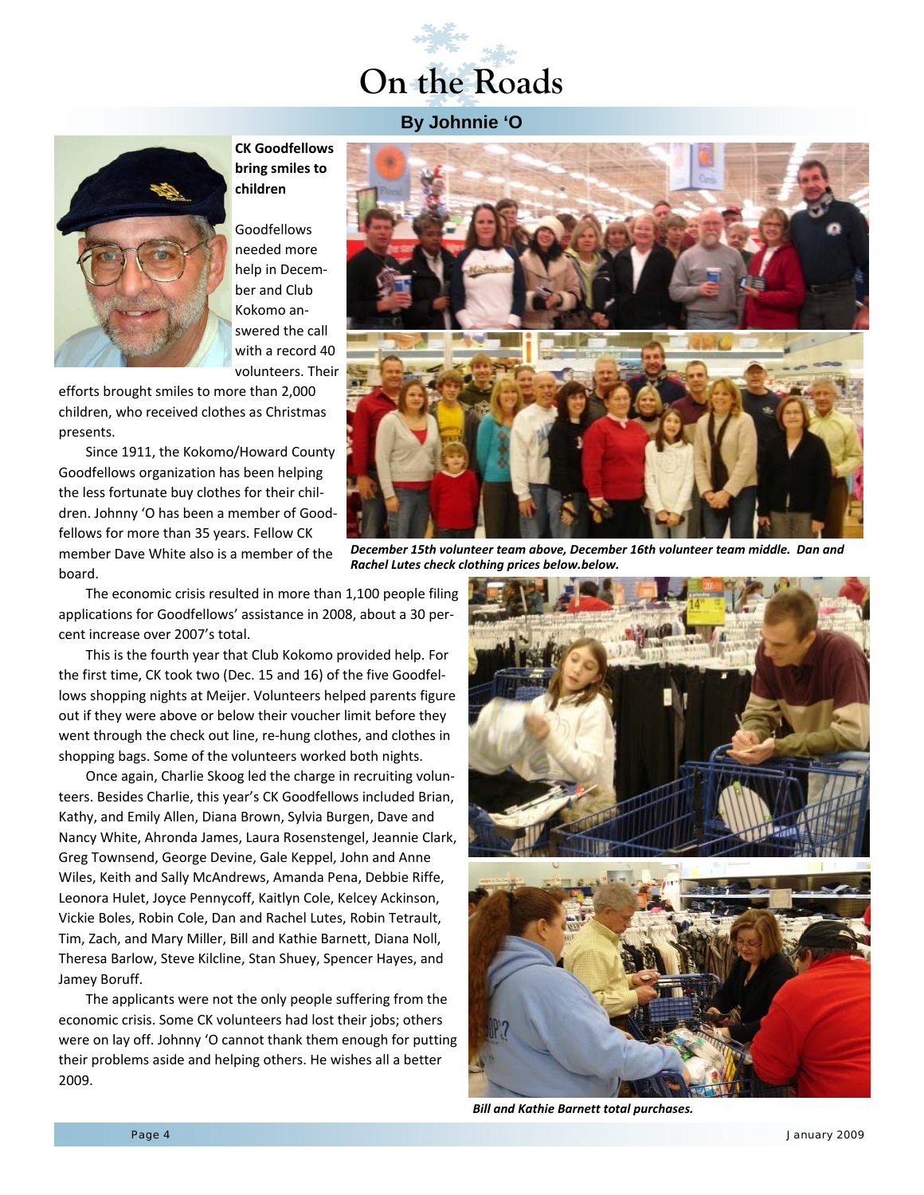# On the Roads

**By Johnnie 'O**

**CK Goodfellows bring smiles to children**

Goodfellows needed more help in December and Club Kokomo answered the call with a record 40 volunteers. Their efforts brought smiles to more than 2,000 children, who received clothes as Christmas presents.

Since 1911, the Kokomo/Howard County Goodfellows organization has been helping the less fortunate buy clothes for their children. Johnny 'O has been a member of Goodfellows for more than 35 years. Fellow CK member Dave White also is a member of the board.

The economic crisis resulted in more than 1,100 people filing applications for Goodfellows' assistance in 2008, about a 30 percent increase over 2007's total.

This is the fourth year that Club Kokomo provided help. For the first time, CK took two (Dec. 15 and 16) of the five Goodfellows shopping nights at Meijer. Volunteers helped parents figure out if they were above or below their voucher limit before they went through the check out line, re-hung clothes, and clothes in shopping bags. Some of the volunteers worked both nights.

Once again, Charlie Skoog led the charge in recruiting volunteers. Besides Charlie, this year's CK Goodfellows included Brian, Kathy, and Emily Allen, Diana Brown, Sylvia Burgen, Dave and Nancy White, Ahronda James, Laura Rosenstengel, Jeannie Clark, Greg Townsend, George Devine, Gale Keppel, John and Anne Wiles, Keith and Sally McAndrews, Amanda Pena, Debbie Riffe, Leonora Hulet, Joyce Pennycoff, Kaitlyn Cole, Kelcey Ackinson, Vickie Boles, Robin Cole, Dan and Rachel Lutes, Robin Tetrault, Tim, Zach, and Mary Miller, Bill and Kathie Barnett, Diana Noll, Theresa Barlow, Steve Kilcline, Stan Shuey, Spencer Hayes, and Jamey Boruff.

The applicants were not the only people suffering from the economic crisis. Some CK volunteers had lost their jobs; others were on lay off. Johnny 'O cannot thank them enough for putting their problems aside and helping others. He wishes all a better 2009.

***December 15th volunteer team above, December 16th volunteer team middle. Dan and Rachel Lutes check clothing prices below.below.***

***Bill and Kathie Barnett total purchases.***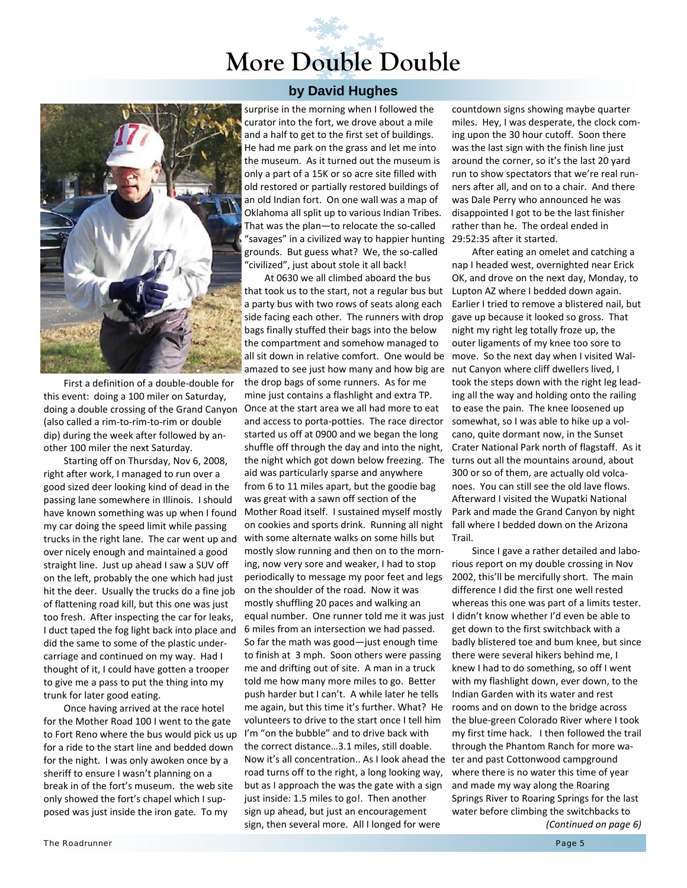# More Double Double

**by David Hughes**

First a definition of a double-double for this event: doing a 100 miler on Saturday, doing a double crossing of the Grand Canyon (also called a rim-to-rim-to-rim or double dip) during the week after followed by another 100 miler the next Saturday.

Starting off on Thursday, Nov 6, 2008, right after work, I managed to run over a good sized deer looking kind of dead in the passing lane somewhere in Illinois. I should have known something was up when I found my car doing the speed limit while passing trucks in the right lane. The car went up and over nicely enough and maintained a good straight line. Just up ahead I saw a SUV off on the left, probably the one which had just hit the deer. Usually the trucks do a fine job of flattening road kill, but this one was just too fresh. After inspecting the car for leaks, I duct taped the fog light back into place and did the same to some of the plastic undercarriage and continued on my way. Had I thought of it, I could have gotten a trooper to give me a pass to put the thing into my trunk for later good eating.

Once having arrived at the race hotel for the Mother Road 100 I went to the gate to Fort Reno where the bus would pick us up for a ride to the start line and bedded down for the night. I was only awoken once by a sheriff to ensure I wasn't planning on a break in of the fort's museum. the web site only showed the fort's chapel which I supposed was just inside the iron gate. To my surprise in the morning when I followed the curator into the fort, we drove about a mile and a half to get to the first set of buildings. He had me park on the grass and let me into the museum. As it turned out the museum is only a part of a 15K or so acre site filled with old restored or partially restored buildings of an old Indian fort. On one wall was a map of Oklahoma all split up to various Indian Tribes. That was the plan—to relocate the so-called "savages" in a civilized way to happier hunting grounds. But guess what? We, the so-called "civilized", just about stole it all back!

At 0630 we all climbed aboard the bus that took us to the start, not a regular bus but a party bus with two rows of seats along each side facing each other. The runners with drop bags finally stuffed their bags into the below the compartment and somehow managed to all sit down in relative comfort. One would be amazed to see just how many and how big are the drop bags of some runners. As for me mine just contains a flashlight and extra TP. Once at the start area we all had more to eat and access to porta-potties. The race director started us off at 0900 and we began the long shuffle off through the day and into the night, the night which got down below freezing. The aid was particularly sparse and anywhere from 6 to 11 miles apart, but the goodie bag was great with a sawn off section of the Mother Road itself. I sustained myself mostly on cookies and sports drink. Running all night with some alternate walks on some hills but mostly slow running and then on to the morning, now very sore and weaker, I had to stop periodically to message my poor feet and legs on the shoulder of the road. Now it was mostly shuffling 20 paces and walking an equal number. One runner told me it was just 6 miles from an intersection we had passed. So far the math was good—just enough time to finish at 3 mph. Soon others were passing me and drifting out of site. A man in a truck told me how many more miles to go. Better push harder but I can't. A while later he tells me again, but this time it's further. What? He volunteers to drive to the start once I tell him I'm "on the bubble" and to drive back with the correct distance…3.1 miles, still doable. Now it's all concentration.. As I look ahead the road turns off to the right, a long looking way, but as I approach the was the gate with a sign just inside: 1.5 miles to go!. Then another sign up ahead, but just an encouragement sign, then several more. All I longed for were countdown signs showing maybe quarter miles. Hey, I was desperate, the clock coming upon the 30 hour cutoff. Soon there was the last sign with the finish line just around the corner, so it's the last 20 yard run to show spectators that we're real runners after all, and on to a chair. And there was Dale Perry who announced he was disappointed I got to be the last finisher rather than he. The ordeal ended in 29:52:35 after it started.

After eating an omelet and catching a nap I headed west, overnighted near Erick OK, and drove on the next day, Monday, to Lupton AZ where I bedded down again. Earlier I tried to remove a blistered nail, but gave up because it looked so gross. That night my right leg totally froze up, the outer ligaments of my knee too sore to move. So the next day when I visited Walnut Canyon where cliff dwellers lived, I took the steps down with the right leg leading all the way and holding onto the railing to ease the pain. The knee loosened up somewhat, so I was able to hike up a volcano, quite dormant now, in the Sunset Crater National Park north of flagstaff. As it turns out all the mountains around, about 300 or so of them, are actually old volcanoes. You can still see the old lave flows. Afterward I visited the Wupatki National Park and made the Grand Canyon by night fall where I bedded down on the Arizona Trail.

Since I gave a rather detailed and laborious report on my double crossing in Nov 2002, this'll be mercifully short. The main difference I did the first one well rested whereas this one was part of a limits tester. I didn't know whether I'd even be able to get down to the first switchback with a badly blistered toe and bum knee, but since there were several hikers behind me, I knew I had to do something, so off I went with my flashlight down, ever down, to the Indian Garden with its water and rest rooms and on down to the bridge across the blue-green Colorado River where I took my first time hack. I then followed the trail through the Phantom Ranch for more water and past Cottonwood campground where there is no water this time of year and made my way along the Roaring Springs River to Roaring Springs for the last water before climbing the switchbacks to

*(Continued on page 6)*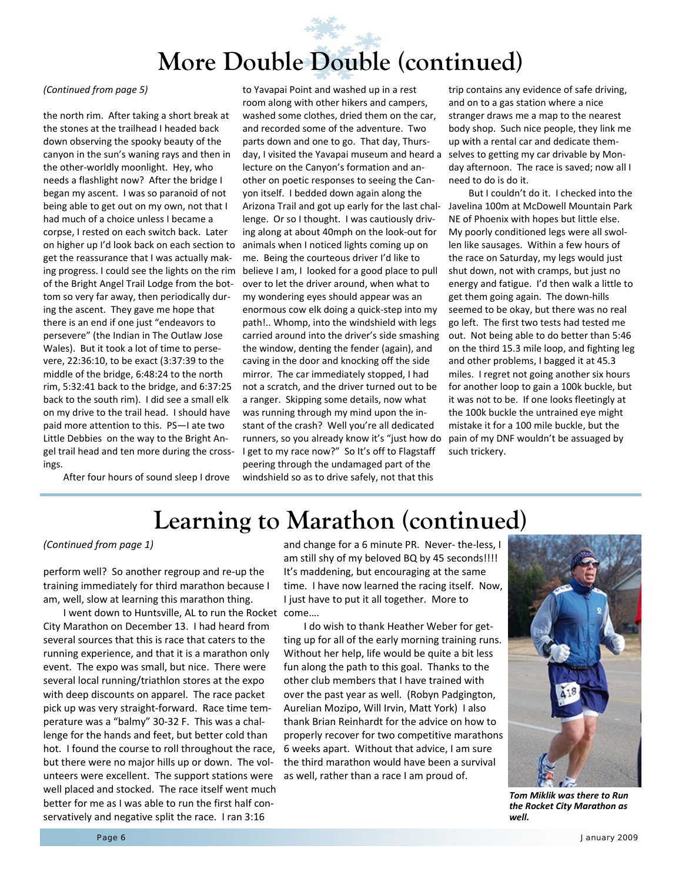# More Double Double (continued)

*(Continued from page 5)*

the north rim. After taking a short break at the stones at the trailhead I headed back down observing the spooky beauty of the canyon in the sun's waning rays and then in the other-worldly moonlight. Hey, who needs a flashlight now? After the bridge I began my ascent. I was so paranoid of not being able to get out on my own, not that I had much of a choice unless I became a corpse, I rested on each switch back. Later on higher up I'd look back on each section to get the reassurance that I was actually making progress. I could see the lights on the rim of the Bright Angel Trail Lodge from the bottom so very far away, then periodically during the ascent. They gave me hope that there is an end if one just "endeavors to persevere" (the Indian in The Outlaw Jose Wales). But it took a lot of time to persevere, 22:36:10, to be exact (3:37:39 to the middle of the bridge, 6:48:24 to the north rim, 5:32:41 back to the bridge, and 6:37:25 back to the south rim). I did see a small elk on my drive to the trail head. I should have paid more attention to this. PS—I ate two Little Debbies on the way to the Bright Angel trail head and ten more during the crossings.

After four hours of sound sleep I drove to Yavapai Point and washed up in a rest room along with other hikers and campers, washed some clothes, dried them on the car, and recorded some of the adventure. Two parts down and one to go. That day, Thursday, I visited the Yavapai museum and heard a lecture on the Canyon's formation and another on poetic responses to seeing the Canyon itself. I bedded down again along the Arizona Trail and got up early for the last challenge. Or so I thought. I was cautiously driving along at about 40mph on the look-out for animals when I noticed lights coming up on me. Being the courteous driver I'd like to believe I am, I looked for a good place to pull over to let the driver around, when what to my wondering eyes should appear was an enormous cow elk doing a quick-step into my path!.. Whomp, into the windshield with legs carried around into the driver's side smashing the window, denting the fender (again), and caving in the door and knocking off the side mirror. The car immediately stopped, I had not a scratch, and the driver turned out to be a ranger. Skipping some details, now what was running through my mind upon the instant of the crash? Well you're all dedicated runners, so you already know it's "just how do I get to my race now?" So It's off to Flagstaff peering through the undamaged part of the windshield so as to drive safely, not that this trip contains any evidence of safe driving, and on to a gas station where a nice stranger draws me a map to the nearest body shop. Such nice people, they link me up with a rental car and dedicate themselves to getting my car drivable by Monday afternoon. The race is saved; now all I need to do is do it.

But I couldn't do it. I checked into the Javelina 100m at McDowell Mountain Park NE of Phoenix with hopes but little else. My poorly conditioned legs were all swollen like sausages. Within a few hours of the race on Saturday, my legs would just shut down, not with cramps, but just no energy and fatigue. I'd then walk a little to get them going again. The down-hills seemed to be okay, but there was no real go left. The first two tests had tested me out. Not being able to do better than 5:46 on the third 15.3 mile loop, and fighting leg and other problems, I bagged it at 45.3 miles. I regret not going another six hours for another loop to gain a 100k buckle, but it was not to be. If one looks fleetingly at the 100k buckle the untrained eye might mistake it for a 100 mile buckle, but the pain of my DNF wouldn't be assuaged by such trickery.

# Learning to Marathon (continued)

*(Continued from page 1)*

perform well? So another regroup and re-up the training immediately for third marathon because I am, well, slow at learning this marathon thing.

I went down to Huntsville, AL to run the Rocket City Marathon on December 13. I had heard from several sources that this is race that caters to the running experience, and that it is a marathon only event. The expo was small, but nice. There were several local running/triathlon stores at the expo with deep discounts on apparel. The race packet pick up was very straight-forward. Race time temperature was a "balmy" 30-32 F. This was a challenge for the hands and feet, but better cold than hot. I found the course to roll throughout the race, but there were no major hills up or down. The volunteers were excellent. The support stations were well placed and stocked. The race itself went much better for me as I was able to run the first half conservatively and negative split the race. I ran 3:16 and change for a 6 minute PR. Never- the-less, I am still shy of my beloved BQ by 45 seconds!!!! It's maddening, but encouraging at the same time. I have now learned the racing itself. Now, I just have to put it all together. More to come….

I do wish to thank Heather Weber for getting up for all of the early morning training runs. Without her help, life would be quite a bit less fun along the path to this goal. Thanks to the other club members that I have trained with over the past year as well. (Robyn Padgington, Aurelian Mozipo, Will Irvin, Matt York) I also thank Brian Reinhardt for the advice on how to properly recover for two competitive marathons 6 weeks apart. Without that advice, I am sure the third marathon would have been a survival as well, rather than a race I am proud of.

***Tom Miklik was there to Run the Rocket City Marathon as well.***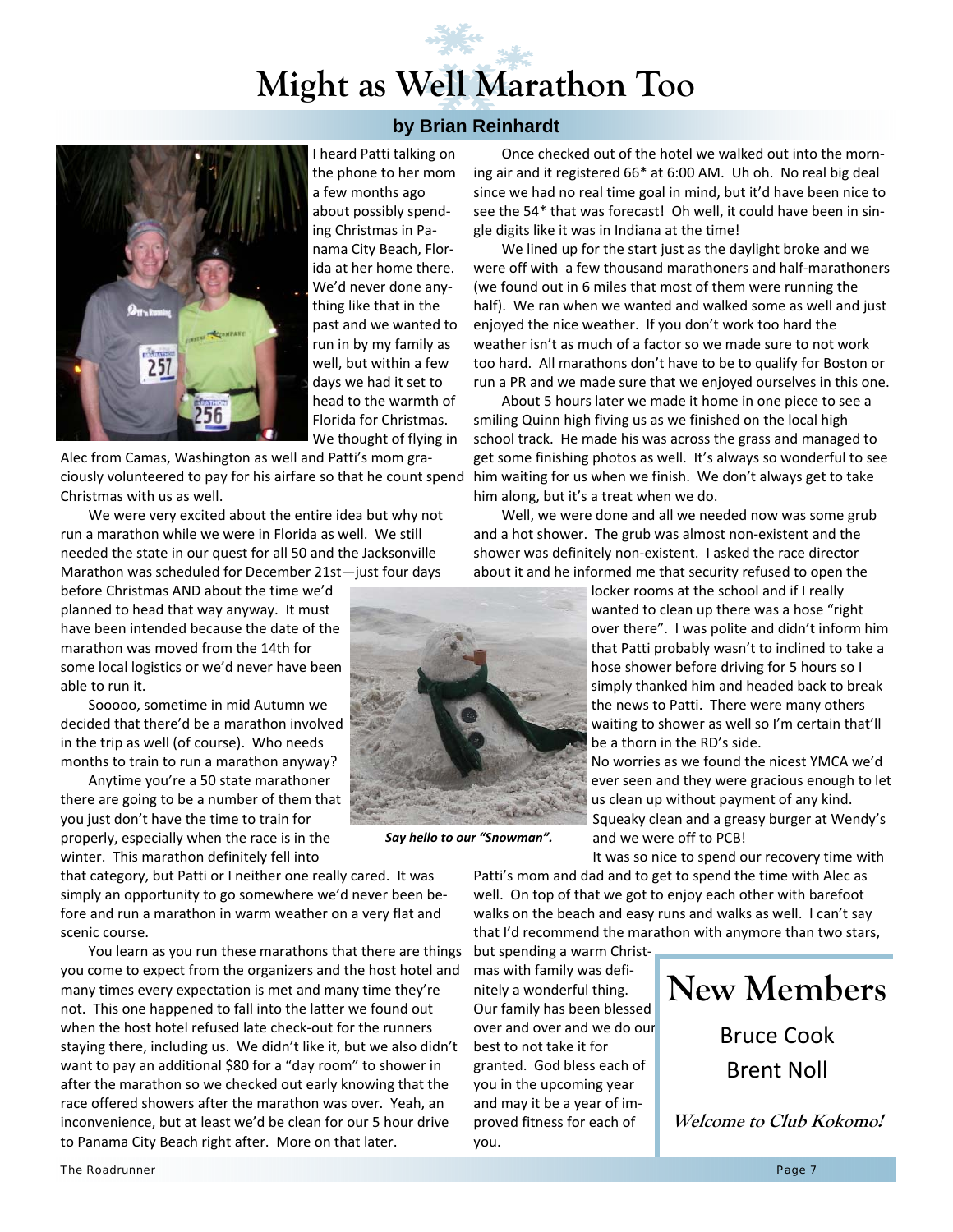# Might as Well Marathon Too

**by Brian Reinhardt**

I heard Patti talking on the phone to her mom a few months ago about possibly spending Christmas in Panama City Beach, Florida at her home there. We'd never done anything like that in the past and we wanted to run in by my family as well, but within a few days we had it set to head to the warmth of Florida for Christmas. We thought of flying in Alec from Camas, Washington as well and Patti's mom graciously volunteered to pay for his airfare so that he count spend Christmas with us as well.

We were very excited about the entire idea but why not run a marathon while we were in Florida as well. We still needed the state in our quest for all 50 and the Jacksonville Marathon was scheduled for December 21st—just four days before Christmas AND about the time we'd planned to head that way anyway. It must have been intended because the date of the marathon was moved from the 14th for some local logistics or we'd never have been able to run it.

Sooooo, sometime in mid Autumn we decided that there'd be a marathon involved in the trip as well (of course). Who needs months to train to run a marathon anyway?

Anytime you're a 50 state marathoner there are going to be a number of them that you just don't have the time to train for properly, especially when the race is in the winter. This marathon definitely fell into that category, but Patti or I neither one really cared. It was simply an opportunity to go somewhere we'd never been before and run a marathon in warm weather on a very flat and scenic course.

You learn as you run these marathons that there are things you come to expect from the organizers and the host hotel and many times every expectation is met and many time they're not. This one happened to fall into the latter we found out when the host hotel refused late check-out for the runners staying there, including us. We didn't like it, but we also didn't want to pay an additional $80 for a "day room" to shower in after the marathon so we checked out early knowing that the race offered showers after the marathon was over. Yeah, an inconvenience, but at least we'd be clean for our 5 hour drive to Panama City Beach right after. More on that later.

Once checked out of the hotel we walked out into the morning air and it registered 66* at 6:00 AM. Uh oh. No real big deal since we had no real time goal in mind, but it'd have been nice to see the 54* that was forecast! Oh well, it could have been in single digits like it was in Indiana at the time!

We lined up for the start just as the daylight broke and we were off with a few thousand marathoners and half-marathoners (we found out in 6 miles that most of them were running the half). We ran when we wanted and walked some as well and just enjoyed the nice weather. If you don't work too hard the weather isn't as much of a factor so we made sure to not work too hard. All marathons don't have to be to qualify for Boston or run a PR and we made sure that we enjoyed ourselves in this one.

About 5 hours later we made it home in one piece to see a smiling Quinn high fiving us as we finished on the local high school track. He made his was across the grass and managed to get some finishing photos as well. It's always so wonderful to see him waiting for us when we finish. We don't always get to take him along, but it's a treat when we do.

Well, we were done and all we needed now was some grub and a hot shower. The grub was almost non-existent and the shower was definitely non-existent. I asked the race director about it and he informed me that security refused to open the locker rooms at the school and if I really wanted to clean up there was a hose "right over there". I was polite and didn't inform him that Patti probably wasn't to inclined to take a hose shower before driving for 5 hours so I simply thanked him and headed back to break the news to Patti. There were many others waiting to shower as well so I'm certain that'll be a thorn in the RD's side.

*Say hello to our "Snowman".*

No worries as we found the nicest YMCA we'd ever seen and they were gracious enough to let us clean up without payment of any kind. Squeaky clean and a greasy burger at Wendy's and we were off to PCB!

It was so nice to spend our recovery time with Patti's mom and dad and to get to spend the time with Alec as well. On top of that we got to enjoy each other with barefoot walks on the beach and easy runs and walks as well. I can't say that I'd recommend the marathon with anymore than two stars, but spending a warm Christmas with family was definitely a wonderful thing. Our family has been blessed over and over and we do our best to not take it for granted. God bless each of you in the upcoming year and may it be a year of improved fitness for each of you.

## New Members

Bruce Cook

Brent Noll

***Welcome to Club Kokomo!***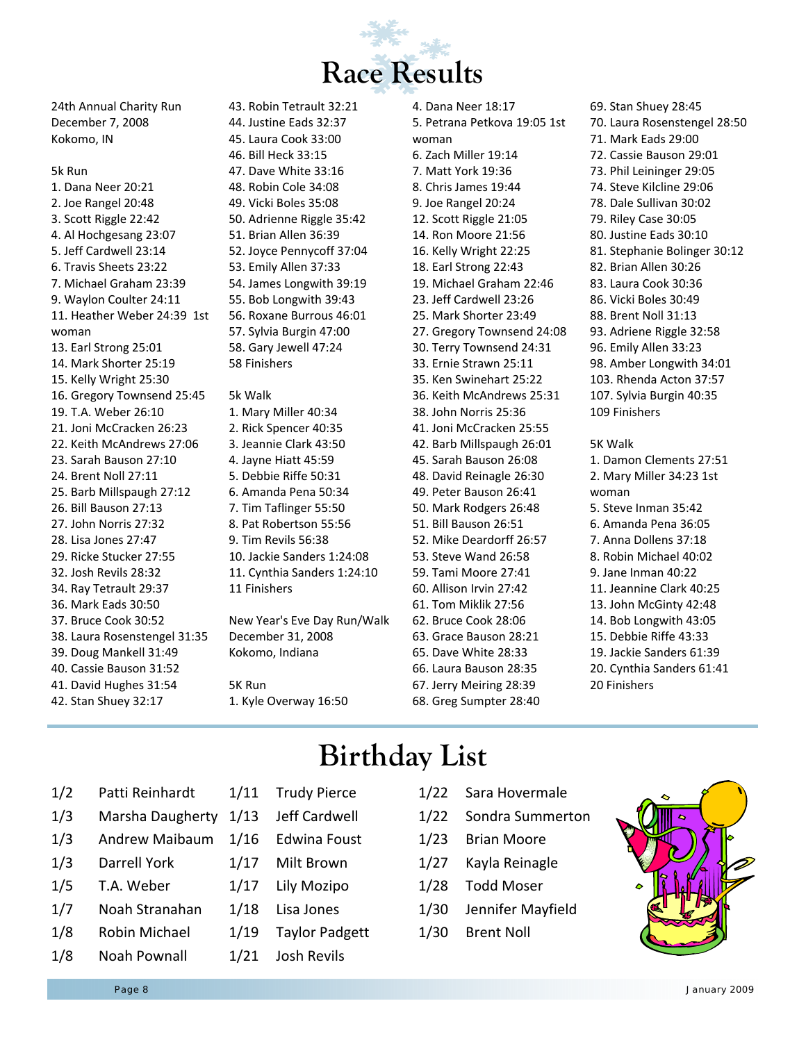# Race Results

24th Annual Charity Run
December 7, 2008
Kokomo, IN

5k Run

1. Dana Neer 20:21
2. Joe Rangel 20:48
3. Scott Riggle 22:42
4. Al Hochgesang 23:07
5. Jeff Cardwell 23:14
6. Travis Sheets 23:22
7. Michael Graham 23:39
9. Waylon Coulter 24:11
11. Heather Weber 24:39 1st woman
13. Earl Strong 25:01
14. Mark Shorter 25:19
15. Kelly Wright 25:30
16. Gregory Townsend 25:45
19. T.A. Weber 26:10
21. Joni McCracken 26:23
22. Keith McAndrews 27:06
23. Sarah Bauson 27:10
24. Brent Noll 27:11
25. Barb Millspaugh 27:12
26. Bill Bauson 27:13
27. John Norris 27:32
28. Lisa Jones 27:47
29. Ricke Stucker 27:55
32. Josh Revils 28:32
34. Ray Tetrault 29:37
36. Mark Eads 30:50
37. Bruce Cook 30:52
38. Laura Rosenstengel 31:35
39. Doug Mankell 31:49
40. Cassie Bauson 31:52
41. David Hughes 31:54
42. Stan Shuey 32:17
43. Robin Tetrault 32:21
44. Justine Eads 32:37
45. Laura Cook 33:00
46. Bill Heck 33:15
47. Dave White 33:16
48. Robin Cole 34:08
49. Vicki Boles 35:08
50. Adrienne Riggle 35:42
51. Brian Allen 36:39
52. Joyce Pennycoff 37:04
53. Emily Allen 37:33
54. James Longwith 39:19
55. Bob Longwith 39:43
56. Roxane Burrous 46:01
57. Sylvia Burgin 47:00
58. Gary Jewell 47:24

58 Finishers

5k Walk

1. Mary Miller 40:34
2. Rick Spencer 40:35
3. Jeannie Clark 43:50
4. Jayne Hiatt 45:59
5. Debbie Riffe 50:31
6. Amanda Pena 50:34
7. Tim Taflinger 55:50
8. Pat Robertson 55:56
9. Tim Revils 56:38
10. Jackie Sanders 1:24:08
11. Cynthia Sanders 1:24:10

11 Finishers

New Year's Eve Day Run/Walk
December 31, 2008
Kokomo, Indiana

5K Run

1. Kyle Overway 16:50
4. Dana Neer 18:17
5. Petrana Petkova 19:05 1st woman
6. Zach Miller 19:14
7. Matt York 19:36
8. Chris James 19:44
9. Joe Rangel 20:24
12. Scott Riggle 21:05
14. Ron Moore 21:56
16. Kelly Wright 22:25
18. Earl Strong 22:43
19. Michael Graham 22:46
23. Jeff Cardwell 23:26
25. Mark Shorter 23:49
27. Gregory Townsend 24:08
30. Terry Townsend 24:31
33. Ernie Strawn 25:11
35. Ken Swinehart 25:22
36. Keith McAndrews 25:31
38. John Norris 25:36
41. Joni McCracken 25:55
42. Barb Millspaugh 26:01
45. Sarah Bauson 26:08
48. David Reinagle 26:30
49. Peter Bauson 26:41
50. Mark Rodgers 26:48
51. Bill Bauson 26:51
52. Mike Deardorff 26:57
53. Steve Wand 26:58
59. Tami Moore 27:41
60. Allison Irvin 27:42
61. Tom Miklik 27:56
62. Bruce Cook 28:06
63. Grace Bauson 28:21
65. Dave White 28:33
66. Laura Bauson 28:35
67. Jerry Meiring 28:39
68. Greg Sumpter 28:40
69. Stan Shuey 28:45
70. Laura Rosenstengel 28:50
71. Mark Eads 29:00
72. Cassie Bauson 29:01
73. Phil Leininger 29:05
74. Steve Kilcline 29:06
78. Dale Sullivan 30:02
79. Riley Case 30:05
80. Justine Eads 30:10
81. Stephanie Bolinger 30:12
82. Brian Allen 30:26
83. Laura Cook 30:36
86. Vicki Boles 30:49
88. Brent Noll 31:13
93. Adriene Riggle 32:58
96. Emily Allen 33:23
98. Amber Longwith 34:01
103. Rhenda Acton 37:57
107. Sylvia Burgin 40:35

109 Finishers

5K Walk

1. Damon Clements 27:51
2. Mary Miller 34:23 1st woman
5. Steve Inman 35:42
6. Amanda Pena 36:05
7. Anna Dollens 37:18
8. Robin Michael 40:02
9. Jane Inman 40:22
11. Jeannine Clark 40:25
13. John McGinty 42:48
14. Bob Longwith 43:05
15. Debbie Riffe 43:33
19. Jackie Sanders 61:39
20. Cynthia Sanders 61:41

20 Finishers

# Birthday List

| | |
|---|---|
| 1/2 | Patti Reinhardt |
| 1/3 | Marsha Daugherty |
| 1/3 | Andrew Maibaum |
| 1/3 | Darrell York |
| 1/5 | T.A. Weber |
| 1/7 | Noah Stranahan |
| 1/8 | Robin Michael |
| 1/8 | Noah Pownall |
| 1/11 | Trudy Pierce |
| 1/13 | Jeff Cardwell |
| 1/16 | Edwina Foust |
| 1/17 | Milt Brown |
| 1/17 | Lily Mozipo |
| 1/18 | Lisa Jones |
| 1/19 | Taylor Padgett |
| 1/21 | Josh Revils |
| 1/22 | Sara Hovermale |
| 1/22 | Sondra Summerton |
| 1/23 | Brian Moore |
| 1/27 | Kayla Reinagle |
| 1/28 | Todd Moser |
| 1/30 | Jennifer Mayfield |
| 1/30 | Brent Noll |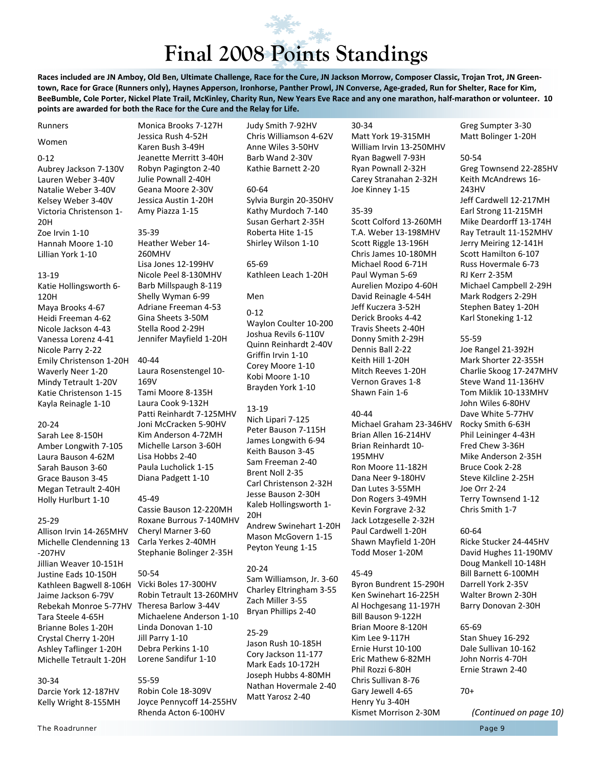# Final 2008 Points Standings

**Races included are JN Amboy, Old Ben, Ultimate Challenge, Race for the Cure, JN Jackson Morrow, Composer Classic, Trojan Trot, JN Greentown, Race for Grace (Runners only), Haynes Apperson, Ironhorse, Panther Prowl, JN Converse, Age-graded, Run for Shelter, Race for Kim, BeeBumble, Cole Porter, Nickel Plate Trail, McKinley, Charity Run, New Years Eve Race and any one marathon, half-marathon or volunteer. 10 points are awarded for both the Race for the Cure and the Relay for Life.**

Runners

Women

0-12
Aubrey Jackson 7-130V
Lauren Weber 3-40V
Natalie Weber 3-40V
Kelsey Weber 3-40V
Victoria Christenson 1-20H
Zoe Irvin 1-10
Hannah Moore 1-10
Lillian York 1-10

13-19
Katie Hollingsworth 6-120H
Maya Brooks 4-67
Heidi Freeman 4-62
Nicole Jackson 4-43
Vanessa Lorenz 4-41
Nicole Parry 2-22
Emily Christenson 1-20H
Waverly Neer 1-20
Mindy Tetrault 1-20V
Katie Christenson 1-15
Kayla Reinagle 1-10

20-24
Sarah Lee 8-150H
Amber Longwith 7-105
Laura Bauson 4-62M
Sarah Bauson 3-60
Grace Bauson 3-45
Megan Tetrault 2-40H
Holly Hurlburt 1-10

25-29
Allison Irvin 14-265MHV
Michelle Clendenning 13-207HV
Jillian Weaver 10-151H
Justine Eads 10-150H
Kathleen Bagwell 8-106H
Jaime Jackson 6-79V
Rebekah Monroe 5-77HV
Tara Steele 4-65H
Brianne Boles 1-20H
Crystal Cherry 1-20H
Ashley Taflinger 1-20H
Michelle Tetrault 1-20H

30-34
Darcie York 12-187HV
Kelly Wright 8-155MH
Monica Brooks 7-127H
Jessica Rush 4-52H
Karen Bush 3-49H
Jeanette Merritt 3-40H
Robyn Pagington 2-40
Julie Pownall 2-40H
Geana Moore 2-30V
Jessica Austin 1-20H
Amy Piazza 1-15

35-39
Heather Weber 14-260MHV
Lisa Jones 12-199HV
Nicole Peel 8-130MHV
Barb Millspaugh 8-119
Shelly Wyman 6-99
Adriane Freeman 4-53
Gina Sheets 3-50M
Stella Rood 2-29H
Jennifer Mayfield 1-20H

40-44
Laura Rosenstengel 10-169V
Tami Moore 8-135H
Laura Cook 9-132H
Patti Reinhardt 7-125MHV
Joni McCracken 5-90HV
Kim Anderson 4-72MH
Michelle Larson 3-60H
Lisa Hobbs 2-40
Paula Lucholick 1-15
Diana Padgett 1-10

45-49
Cassie Bauson 12-220MH
Roxane Burrous 7-140MHV
Cheryl Marner 3-60
Carla Yerkes 2-40MH
Stephanie Bolinger 2-35H

50-54
Vicki Boles 17-300HV
Robin Tetrault 13-260MHV
Theresa Barlow 3-44V
Michaelene Anderson 1-10
Linda Donovan 1-10
Jill Parry 1-10
Debra Perkins 1-10
Lorene Sandifur 1-10

55-59
Robin Cole 18-309V
Joyce Pennycoff 14-255HV
Rhenda Acton 6-100HV
Judy Smith 7-92HV
Chris Williamson 4-62V
Anne Wiles 3-50HV
Barb Wand 2-30V
Kathie Barnett 2-20

60-64
Sylvia Burgin 20-350HV
Kathy Murdoch 7-140
Susan Gerhart 2-35H
Roberta Hite 1-15
Shirley Wilson 1-10

65-69
Kathleen Leach 1-20H

Men

0-12
Waylon Coulter 10-200
Joshua Revils 6-110V
Quinn Reinhardt 2-40V
Griffin Irvin 1-10
Corey Moore 1-10
Kobi Moore 1-10
Brayden York 1-10

13-19
Nich Lipari 7-125
Peter Bauson 7-115H
James Longwith 6-94
Keith Bauson 3-45
Sam Freeman 2-40
Brent Noll 2-35
Carl Christenson 2-32H
Jesse Bauson 2-30H
Kaleb Hollingsworth 1-20H
Andrew Swinehart 1-20H
Mason McGovern 1-15
Peyton Yeung 1-15

20-24
Sam Williamson, Jr. 3-60
Charley Eltringham 3-55
Zach Miller 3-55
Bryan Phillips 2-40

25-29
Jason Rush 10-185H
Cory Jackson 11-177
Mark Eads 10-172H
Joseph Hubbs 4-80MH
Nathan Hovermale 2-40
Matt Yarosz 2-40

30-34
Matt York 19-315MH
William Irvin 13-250MHV
Ryan Bagwell 7-93H
Ryan Pownall 2-32H
Carey Stranahan 2-32H
Joe Kinney 1-15

35-39
Scott Colford 13-260MH
T.A. Weber 13-198MHV
Scott Riggle 13-196H
Chris James 10-180MH
Michael Rood 6-71H
Paul Wyman 5-69
Aurelien Mozipo 4-60H
David Reinagle 4-54H
Jeff Kuczera 3-52H
Derick Brooks 4-42
Travis Sheets 2-40H
Donny Smith 2-29H
Dennis Ball 2-22
Keith Hill 1-20H
Mitch Reeves 1-20H
Vernon Graves 1-8
Shawn Fain 1-6

40-44
Michael Graham 23-346HV
Brian Allen 16-214HV
Brian Reinhardt 10-195MHV
Ron Moore 11-182H
Dana Neer 9-180HV
Dan Lutes 3-55MH
Don Rogers 3-49MH
Kevin Forgrave 2-32
Jack Lotzgeselle 2-32H
Paul Cardwell 1-20H
Shawn Mayfield 1-20H
Todd Moser 1-20M

45-49
Byron Bundrent 15-290H
Ken Swinehart 16-225H
Al Hochgesang 11-197H
Bill Bauson 9-122H
Brian Moore 8-120H
Kim Lee 9-117H
Ernie Hurst 10-100
Eric Mathew 6-82MH
Phil Rozzi 6-80H
Chris Sullivan 8-76
Gary Jewell 4-65
Henry Yu 3-40H
Kismet Morrison 2-30M
Greg Sumpter 3-30
Matt Bolinger 1-20H

50-54
Greg Townsend 22-285HV
Keith McAndrews 16-243HV
Jeff Cardwell 12-217MH
Earl Strong 11-215MH
Mike Deardorff 13-174H
Ray Tetrault 11-152MHV
Jerry Meiring 12-141H
Scott Hamilton 6-107
Russ Hovermale 6-73
RJ Kerr 2-35M
Michael Campbell 2-29H
Mark Rodgers 2-29H
Stephen Batey 1-20H
Karl Stoneking 1-12

55-59
Joe Rangel 21-392H
Mark Shorter 22-355H
Charlie Skoog 17-247MHV
Steve Wand 11-136HV
Tom Miklik 10-133MHV
John Wiles 6-80HV
Dave White 5-77HV
Rocky Smith 6-63H
Phil Leininger 4-43H
Fred Chew 3-36H
Mike Anderson 2-35H
Bruce Cook 2-28
Steve Kilcline 2-25H
Joe Orr 2-24
Terry Townsend 1-12
Chris Smith 1-7

60-64
Ricke Stucker 24-445HV
David Hughes 11-190MV
Doug Mankell 10-148H
Bill Barnett 6-100MH
Darrell York 2-35V
Walter Brown 2-30H
Barry Donovan 2-30H

65-69
Stan Shuey 16-292
Dale Sullivan 10-162
John Norris 4-70H
Ernie Strawn 2-40

70+

*(Continued on page 10)*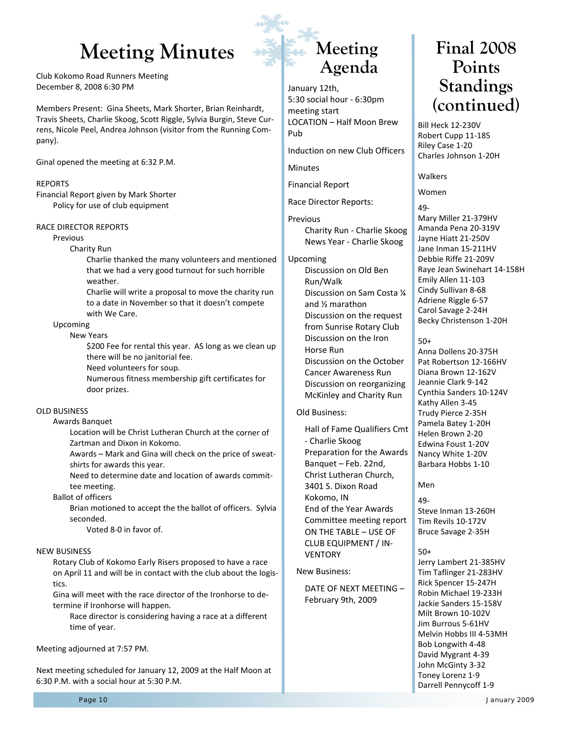# Meeting Minutes

Club Kokomo Road Runners Meeting
December 8, 2008 6:30 PM

Members Present: Gina Sheets, Mark Shorter, Brian Reinhardt, Travis Sheets, Charlie Skoog, Scott Riggle, Sylvia Burgin, Steve Currens, Nicole Peel, Andrea Johnson (visitor from the Running Company).

Ginal opened the meeting at 6:32 P.M.

REPORTS
Financial Report given by Mark Shorter
- Policy for use of club equipment

RACE DIRECTOR REPORTS
- Previous
  - Charity Run
    - Charlie thanked the many volunteers and mentioned that we had a very good turnout for such horrible weather.
    - Charlie will write a proposal to move the charity run to a date in November so that it doesn't compete with We Care.
- Upcoming
  - New Years
    - $200 Fee for rental this year. AS long as we clean up there will be no janitorial fee.
    - Need volunteers for soup.
    - Numerous fitness membership gift certificates for door prizes.

OLD BUSINESS
- Awards Banquet
  - Location will be Christ Lutheran Church at the corner of Zartman and Dixon in Kokomo.
  - Awards – Mark and Gina will check on the price of sweatshirts for awards this year.
  - Need to determine date and location of awards committee meeting.
- Ballot of officers
  - Brian motioned to accept the the ballot of officers. Sylvia seconded.
    - Voted 8-0 in favor of.

NEW BUSINESS
- Rotary Club of Kokomo Early Risers proposed to have a race on April 11 and will be in contact with the club about the logistics.
- Gina will meet with the race director of the Ironhorse to determine if Ironhorse will happen.
  - Race director is considering having a race at a different time of year.

Meeting adjourned at 7:57 PM.

Next meeting scheduled for January 12, 2009 at the Half Moon at 6:30 P.M. with a social hour at 5:30 P.M.

# Meeting Agenda

January 12th,
5:30 social hour - 6:30pm meeting start
LOCATION – Half Moon Brew Pub

Induction on new Club Officers

Minutes

Financial Report

Race Director Reports:

Previous
- Charity Run - Charlie Skoog
- News Year - Charlie Skoog

Upcoming
- Discussion on Old Ben Run/Walk
- Discussion on Sam Costa ¼ and ½ marathon
- Discussion on the request from Sunrise Rotary Club
- Discussion on the Iron Horse Run
- Discussion on the October Cancer Awareness Run
- Discussion on reorganizing McKinley and Charity Run

Old Business:
- Hall of Fame Qualifiers Cmt - Charlie Skoog
- Preparation for the Awards Banquet – Feb. 22nd, Christ Lutheran Church, 3401 S. Dixon Road Kokomo, IN
- End of the Year Awards Committee meeting report
- ON THE TABLE – USE OF CLUB EQUIPMENT / INVENTORY

New Business:
- DATE OF NEXT MEETING – February 9th, 2009

# Final 2008 Points Standings (continued)

Bill Heck 12-230V
Robert Cupp 11-185
Riley Case 1-20
Charles Johnson 1-20H

Walkers

Women

49-
Mary Miller 21-379HV
Amanda Pena 20-319V
Jayne Hiatt 21-250V
Jane Inman 15-211HV
Debbie Riffe 21-209V
Raye Jean Swinehart 14-158H
Emily Allen 11-103
Cindy Sullivan 8-68
Adriene Riggle 6-57
Carol Savage 2-24H
Becky Christenson 1-20H

50+
Anna Dollens 20-375H
Pat Robertson 12-166HV
Diana Brown 12-162V
Jeannie Clark 9-142
Cynthia Sanders 10-124V
Kathy Allen 3-45
Trudy Pierce 2-35H
Pamela Batey 1-20H
Helen Brown 2-20
Edwina Foust 1-20V
Nancy White 1-20V
Barbara Hobbs 1-10

Men

49-
Steve Inman 13-260H
Tim Revils 10-172V
Bruce Savage 2-35H

50+
Jerry Lambert 21-385HV
Tim Taflinger 21-283HV
Rick Spencer 15-247H
Robin Michael 19-233H
Jackie Sanders 15-158V
Milt Brown 10-102V
Jim Burrous 5-61HV
Melvin Hobbs III 4-53MH
Bob Longwith 4-48
David Mygrant 4-39
John McGinty 3-32
Toney Lorenz 1-9
Darrell Pennycoff 1-9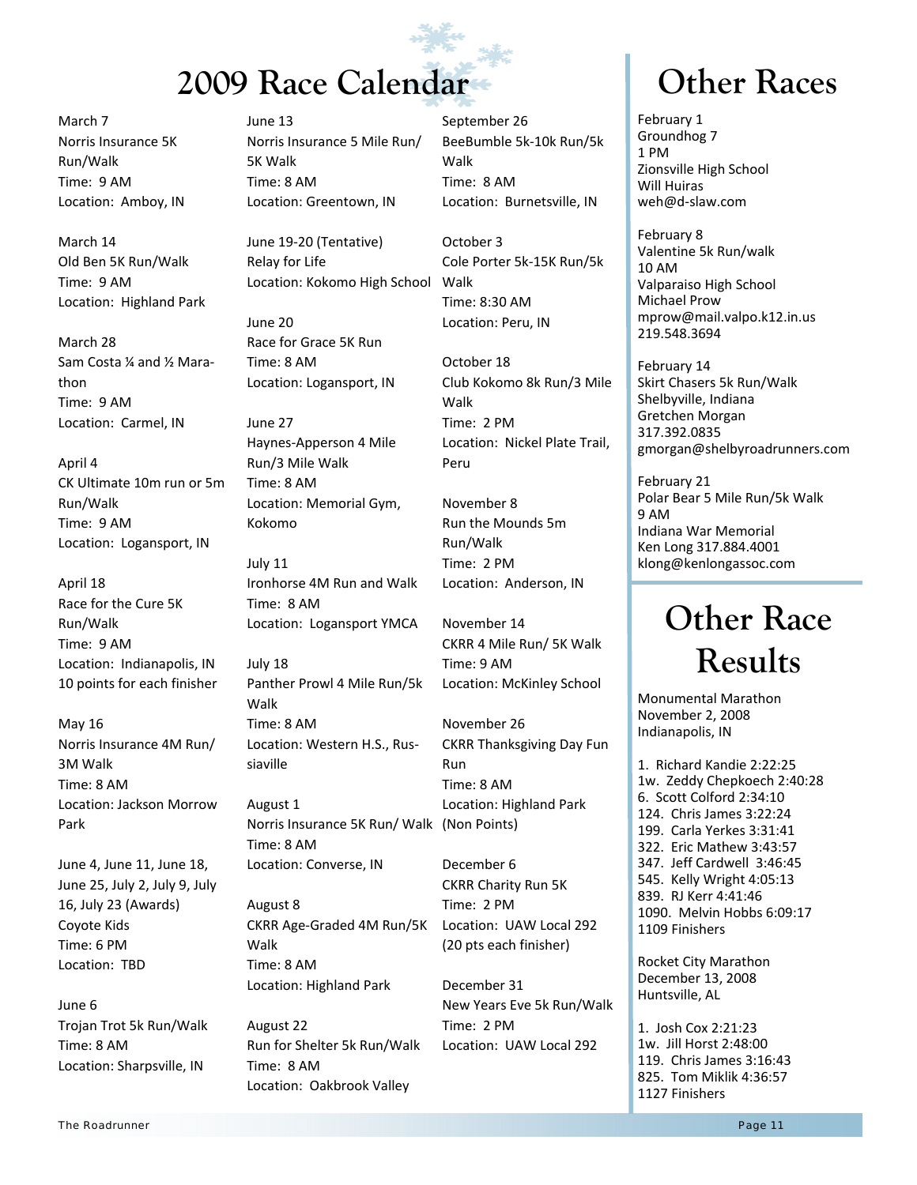# 2009 Race Calendar

March 7
Norris Insurance 5K Run/Walk
Time: 9 AM
Location: Amboy, IN

March 14
Old Ben 5K Run/Walk
Time: 9 AM
Location: Highland Park

March 28
Sam Costa ¼ and ½ Marathon
Time: 9 AM
Location: Carmel, IN

April 4
CK Ultimate 10m run or 5m Run/Walk
Time: 9 AM
Location: Logansport, IN

April 18
Race for the Cure 5K Run/Walk
Time: 9 AM
Location: Indianapolis, IN
10 points for each finisher

May 16
Norris Insurance 4M Run/3M Walk
Time: 8 AM
Location: Jackson Morrow Park

June 4, June 11, June 18, June 25, July 2, July 9, July 16, July 23 (Awards)
Coyote Kids
Time: 6 PM
Location: TBD

June 6
Trojan Trot 5k Run/Walk
Time: 8 AM
Location: Sharpsville, IN

June 13
Norris Insurance 5 Mile Run/5K Walk
Time: 8 AM
Location: Greentown, IN

June 19-20 (Tentative)
Relay for Life
Location: Kokomo High School

June 20
Race for Grace 5K Run
Time: 8 AM
Location: Logansport, IN

June 27
Haynes-Apperson 4 Mile Run/3 Mile Walk
Time: 8 AM
Location: Memorial Gym, Kokomo

July 11
Ironhorse 4M Run and Walk
Time: 8 AM
Location: Logansport YMCA

July 18
Panther Prowl 4 Mile Run/5k Walk
Time: 8 AM
Location: Western H.S., Russiaville

August 1
Norris Insurance 5K Run/ Walk
Time: 8 AM
Location: Converse, IN

August 8
CKRR Age-Graded 4M Run/5K Walk
Time: 8 AM
Location: Highland Park

August 22
Run for Shelter 5k Run/Walk
Time: 8 AM
Location: Oakbrook Valley

September 26
BeeBumble 5k-10k Run/5k Walk
Time: 8 AM
Location: Burnetsville, IN

October 3
Cole Porter 5k-15K Run/5k Walk
Time: 8:30 AM
Location: Peru, IN

October 18
Club Kokomo 8k Run/3 Mile Walk
Time: 2 PM
Location: Nickel Plate Trail, Peru

November 8
Run the Mounds 5m Run/Walk
Time: 2 PM
Location: Anderson, IN

November 14
CKRR 4 Mile Run/ 5K Walk
Time: 9 AM
Location: McKinley School

November 26
CKRR Thanksgiving Day Fun Run
Time: 8 AM
Location: Highland Park (Non Points)

December 6
CKRR Charity Run 5K
Time: 2 PM
Location: UAW Local 292 (20 pts each finisher)

December 31
New Years Eve 5k Run/Walk
Time: 2 PM
Location: UAW Local 292

# Other Races

February 1
Groundhog 7
1 PM
Zionsville High School
Will Huiras
weh@d-slaw.com

February 8
Valentine 5k Run/walk
10 AM
Valparaiso High School
Michael Prow
mprow@mail.valpo.k12.in.us
219.548.3694

February 14
Skirt Chasers 5k Run/Walk
Shelbyville, Indiana
Gretchen Morgan
317.392.0835
gmorgan@shelbyroadrunners.com

February 21
Polar Bear 5 Mile Run/5k Walk
9 AM
Indiana War Memorial
Ken Long 317.884.4001
klong@kenlongassoc.com

# Other Race Results

Monumental Marathon
November 2, 2008
Indianapolis, IN

1. Richard Kandie 2:22:25
1w. Zeddy Chepkoech 2:40:28
6. Scott Colford 2:34:10
124. Chris James 3:22:24
199. Carla Yerkes 3:31:41
322. Eric Mathew 3:43:57
347. Jeff Cardwell 3:46:45
545. Kelly Wright 4:05:13
839. RJ Kerr 4:41:46
1090. Melvin Hobbs 6:09:17
1109 Finishers

Rocket City Marathon
December 13, 2008
Huntsville, AL

1. Josh Cox 2:21:23
1w. Jill Horst 2:48:00
119. Chris James 3:16:43
825. Tom Miklik 4:36:57
1127 Finishers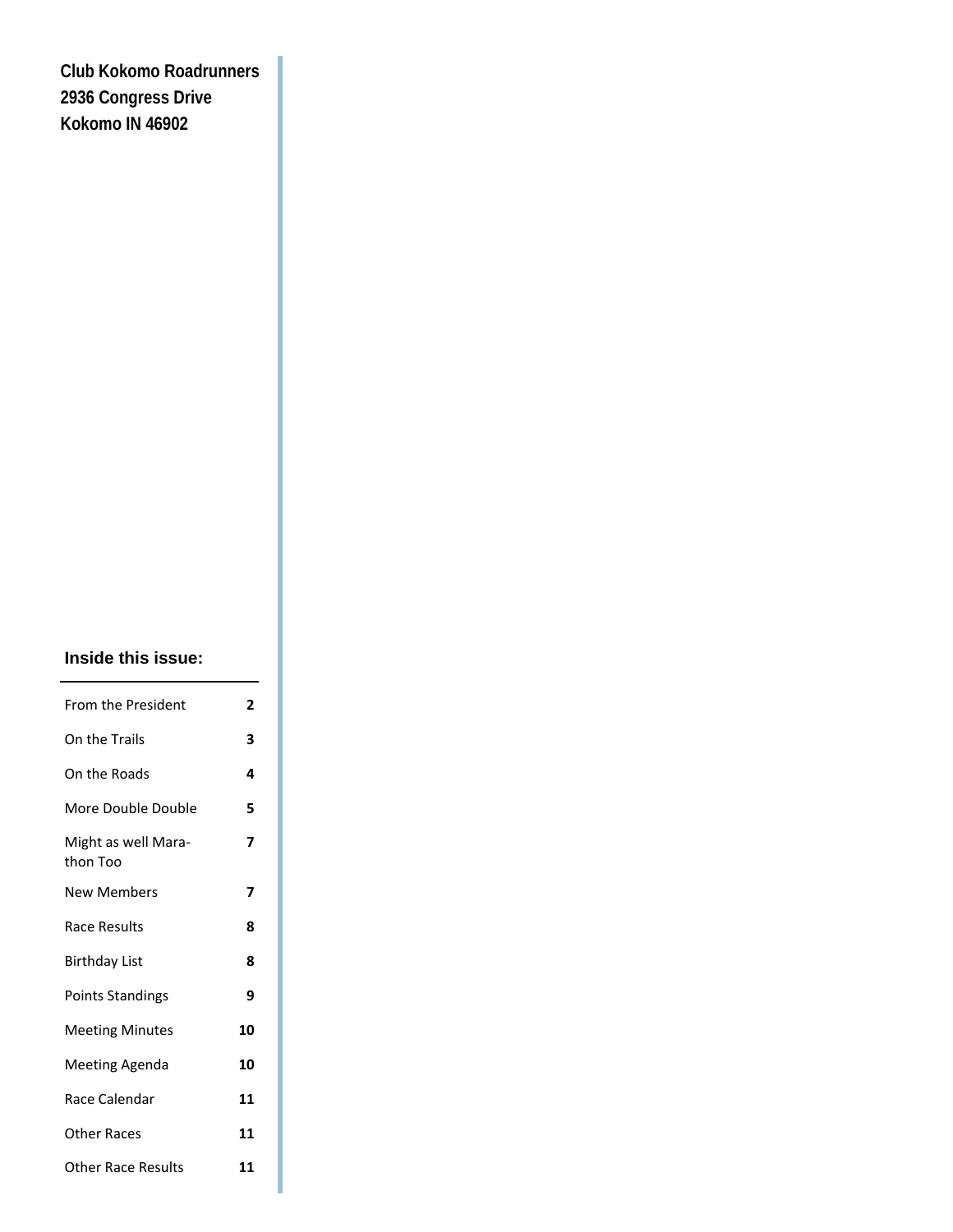**Club Kokomo Roadrunners**
**2936 Congress Drive**
**Kokomo IN 46902**

### Inside this issue:

| | |
|---|---|
| From the President | 2 |
| On the Trails | 3 |
| On the Roads | 4 |
| More Double Double | 5 |
| Might as well Marathon Too | 7 |
| New Members | 7 |
| Race Results | 8 |
| Birthday List | 8 |
| Points Standings | 9 |
| Meeting Minutes | 10 |
| Meeting Agenda | 10 |
| Race Calendar | 11 |
| Other Races | 11 |
| Other Race Results | 11 |